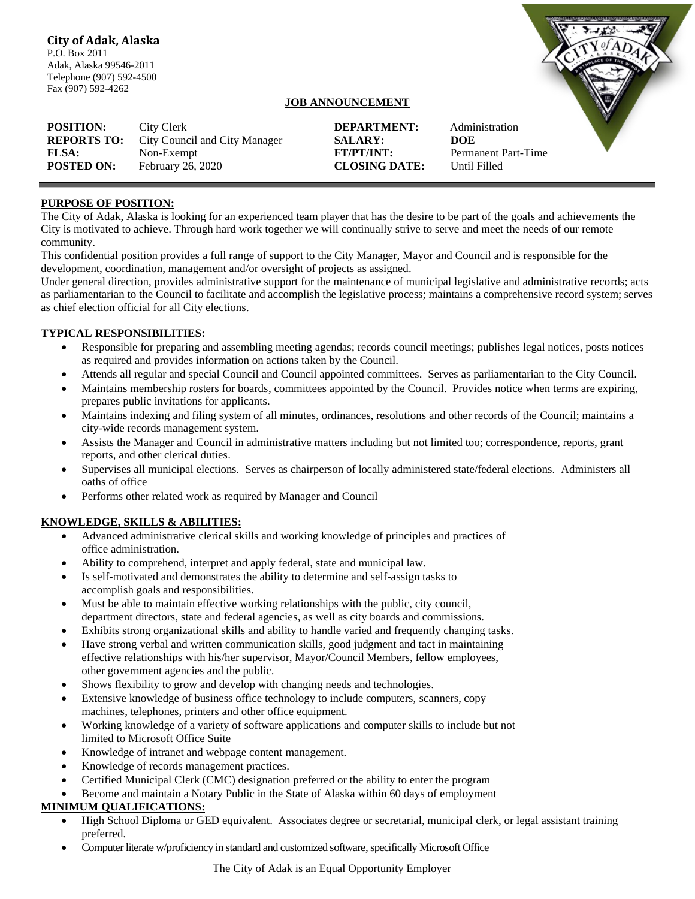**City of Adak, Alaska**
P.O. Box 2011
Adak, Alaska 99546-2011
Telephone (907) 592-4500
Fax (907) 592-4262

## JOB ANNOUNCEMENT

| | | | |
|---|---|---|---|
| **POSITION:** | City Clerk | **DEPARTMENT:** | Administration |
| **REPORTS TO:** | City Council and City Manager | **SALARY:** | **DOE** |
| **FLSA:** | Non-Exempt | **FT/PT/INT:** | Permanent Part-Time |
| **POSTED ON:** | February 26, 2020 | **CLOSING DATE:** | Until Filled |

### PURPOSE OF POSITION:

The City of Adak, Alaska is looking for an experienced team player that has the desire to be part of the goals and achievements the City is motivated to achieve. Through hard work together we will continually strive to serve and meet the needs of our remote community.

This confidential position provides a full range of support to the City Manager, Mayor and Council and is responsible for the development, coordination, management and/or oversight of projects as assigned.

Under general direction, provides administrative support for the maintenance of municipal legislative and administrative records; acts as parliamentarian to the Council to facilitate and accomplish the legislative process; maintains a comprehensive record system; serves as chief election official for all City elections.

### TYPICAL RESPONSIBILITIES:

- Responsible for preparing and assembling meeting agendas; records council meetings; publishes legal notices, posts notices as required and provides information on actions taken by the Council.
- Attends all regular and special Council and Council appointed committees. Serves as parliamentarian to the City Council.
- Maintains membership rosters for boards, committees appointed by the Council. Provides notice when terms are expiring, prepares public invitations for applicants.
- Maintains indexing and filing system of all minutes, ordinances, resolutions and other records of the Council; maintains a city-wide records management system.
- Assists the Manager and Council in administrative matters including but not limited too; correspondence, reports, grant reports, and other clerical duties.
- Supervises all municipal elections. Serves as chairperson of locally administered state/federal elections. Administers all oaths of office
- Performs other related work as required by Manager and Council

### KNOWLEDGE, SKILLS & ABILITIES:

- Advanced administrative clerical skills and working knowledge of principles and practices of office administration.
- Ability to comprehend, interpret and apply federal, state and municipal law.
- Is self-motivated and demonstrates the ability to determine and self-assign tasks to accomplish goals and responsibilities.
- Must be able to maintain effective working relationships with the public, city council, department directors, state and federal agencies, as well as city boards and commissions.
- Exhibits strong organizational skills and ability to handle varied and frequently changing tasks.
- Have strong verbal and written communication skills, good judgment and tact in maintaining effective relationships with his/her supervisor, Mayor/Council Members, fellow employees, other government agencies and the public.
- Shows flexibility to grow and develop with changing needs and technologies.
- Extensive knowledge of business office technology to include computers, scanners, copy machines, telephones, printers and other office equipment.
- Working knowledge of a variety of software applications and computer skills to include but not limited to Microsoft Office Suite
- Knowledge of intranet and webpage content management.
- Knowledge of records management practices.
- Certified Municipal Clerk (CMC) designation preferred or the ability to enter the program
- Become and maintain a Notary Public in the State of Alaska within 60 days of employment

### MINIMUM QUALIFICATIONS:

- High School Diploma or GED equivalent. Associates degree or secretarial, municipal clerk, or legal assistant training preferred.
- Computer literate w/proficiency in standard and customized software, specifically Microsoft Office

The City of Adak is an Equal Opportunity Employer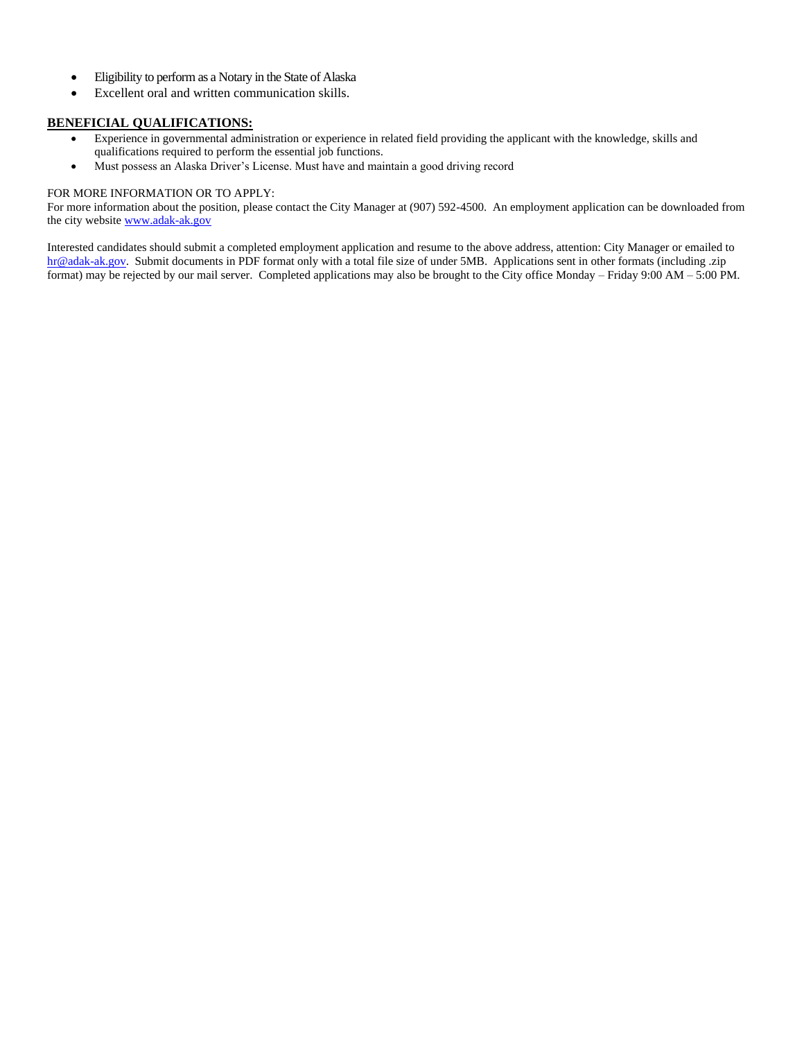- Eligibility to perform as a Notary in the State of Alaska
- Excellent oral and written communication skills.

## BENEFICIAL QUALIFICATIONS:

- Experience in governmental administration or experience in related field providing the applicant with the knowledge, skills and qualifications required to perform the essential job functions.
- Must possess an Alaska Driver's License. Must have and maintain a good driving record

FOR MORE INFORMATION OR TO APPLY:
For more information about the position, please contact the City Manager at (907) 592-4500. An employment application can be downloaded from the city website www.adak-ak.gov

Interested candidates should submit a completed employment application and resume to the above address, attention: City Manager or emailed to hr@adak-ak.gov. Submit documents in PDF format only with a total file size of under 5MB. Applications sent in other formats (including .zip format) may be rejected by our mail server. Completed applications may also be brought to the City office Monday – Friday 9:00 AM – 5:00 PM.